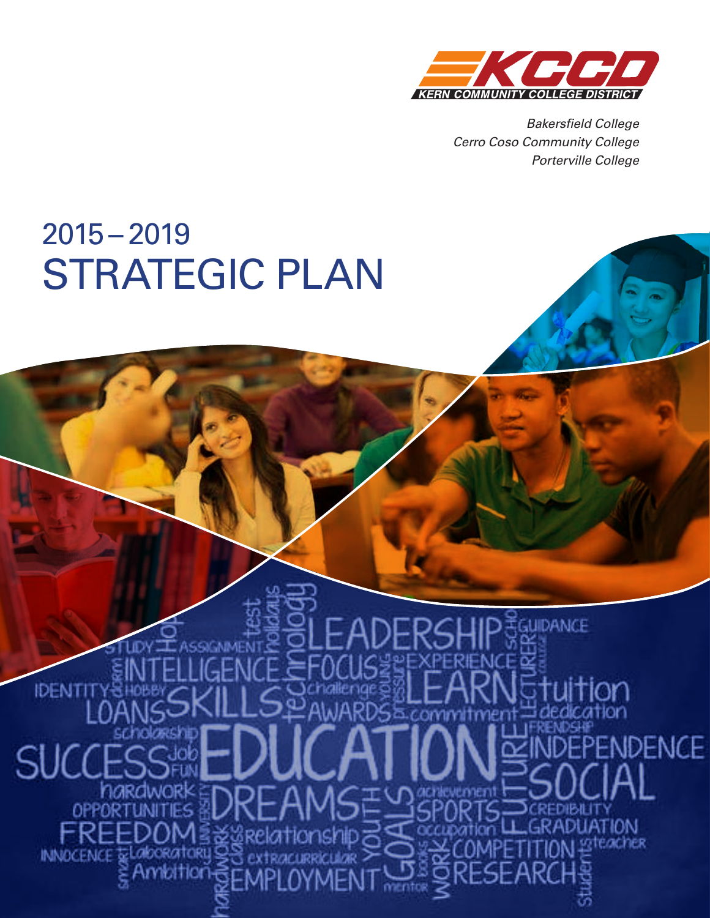KCCD
KERN COMMUNITY COLLEGE DISTRICT

*Bakersfield College*
*Cerro Coso Community College*
*Porterville College*

# 2015 – 2019 STRATEGIC PLAN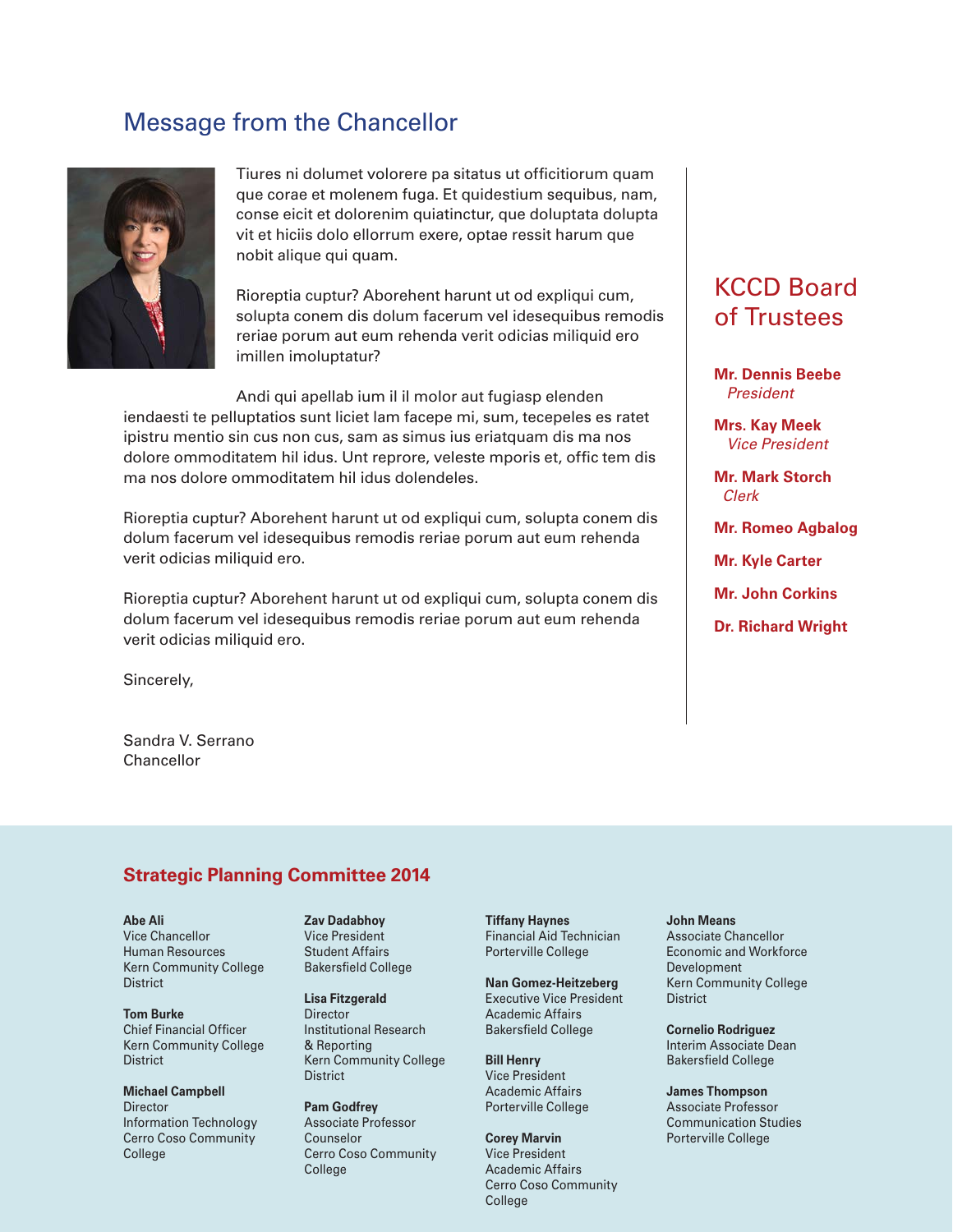## Message from the Chancellor

Tiures ni dolumet volorere pa sitatus ut officitiorum quam que corae et molenem fuga. Et quidestium sequibus, nam, conse eicit et dolorenim quiatinctur, que doluptata dolupta vit et hiciis dolo ellorrum exere, optae ressit harum que nobit alique qui quam.

Rioreptia cuptur? Aborehent harunt ut od expliqui cum, solupta conem dis dolum facerum vel idesequibus remodis reriae porum aut eum rehenda verit odicias miliquid ero imillen imoluptatur?

Andi qui apellab ium il il molor aut fugiasp elenden iendaesti te pelluptatios sunt liciet lam facepe mi, sum, tecepeles es ratet ipistru mentio sin cus non cus, sam as simus ius eriatquam dis ma nos dolore ommoditatem hil idus. Unt reprore, veleste mporis et, offic tem dis ma nos dolore ommoditatem hil idus dolendeles.

Rioreptia cuptur? Aborehent harunt ut od expliqui cum, solupta conem dis dolum facerum vel idesequibus remodis reriae porum aut eum rehenda verit odicias miliquid ero.

Rioreptia cuptur? Aborehent harunt ut od expliqui cum, solupta conem dis dolum facerum vel idesequibus remodis reriae porum aut eum rehenda verit odicias miliquid ero.

Sincerely,

Sandra V. Serrano
Chancellor

## KCCD Board of Trustees

**Mr. Dennis Beebe**
*President*

**Mrs. Kay Meek**
*Vice President*

**Mr. Mark Storch**
*Clerk*

**Mr. Romeo Agbalog**

**Mr. Kyle Carter**

**Mr. John Corkins**

**Dr. Richard Wright**

## Strategic Planning Committee 2014

**Abe Ali**
Vice Chancellor
Human Resources
Kern Community College District

**Tom Burke**
Chief Financial Officer
Kern Community College District

**Michael Campbell**
Director
Information Technology
Cerro Coso Community College

**Zav Dadabhoy**
Vice President
Student Affairs
Bakersfield College

**Lisa Fitzgerald**
Director
Institutional Research & Reporting
Kern Community College District

**Pam Godfrey**
Associate Professor
Counselor
Cerro Coso Community College

**Tiffany Haynes**
Financial Aid Technician
Porterville College

**Nan Gomez-Heitzeberg**
Executive Vice President
Academic Affairs
Bakersfield College

**Bill Henry**
Vice President
Academic Affairs
Porterville College

**Corey Marvin**
Vice President
Academic Affairs
Cerro Coso Community College

**John Means**
Associate Chancellor
Economic and Workforce Development
Kern Community College District

**Cornelio Rodriguez**
Interim Associate Dean
Bakersfield College

**James Thompson**
Associate Professor
Communication Studies
Porterville College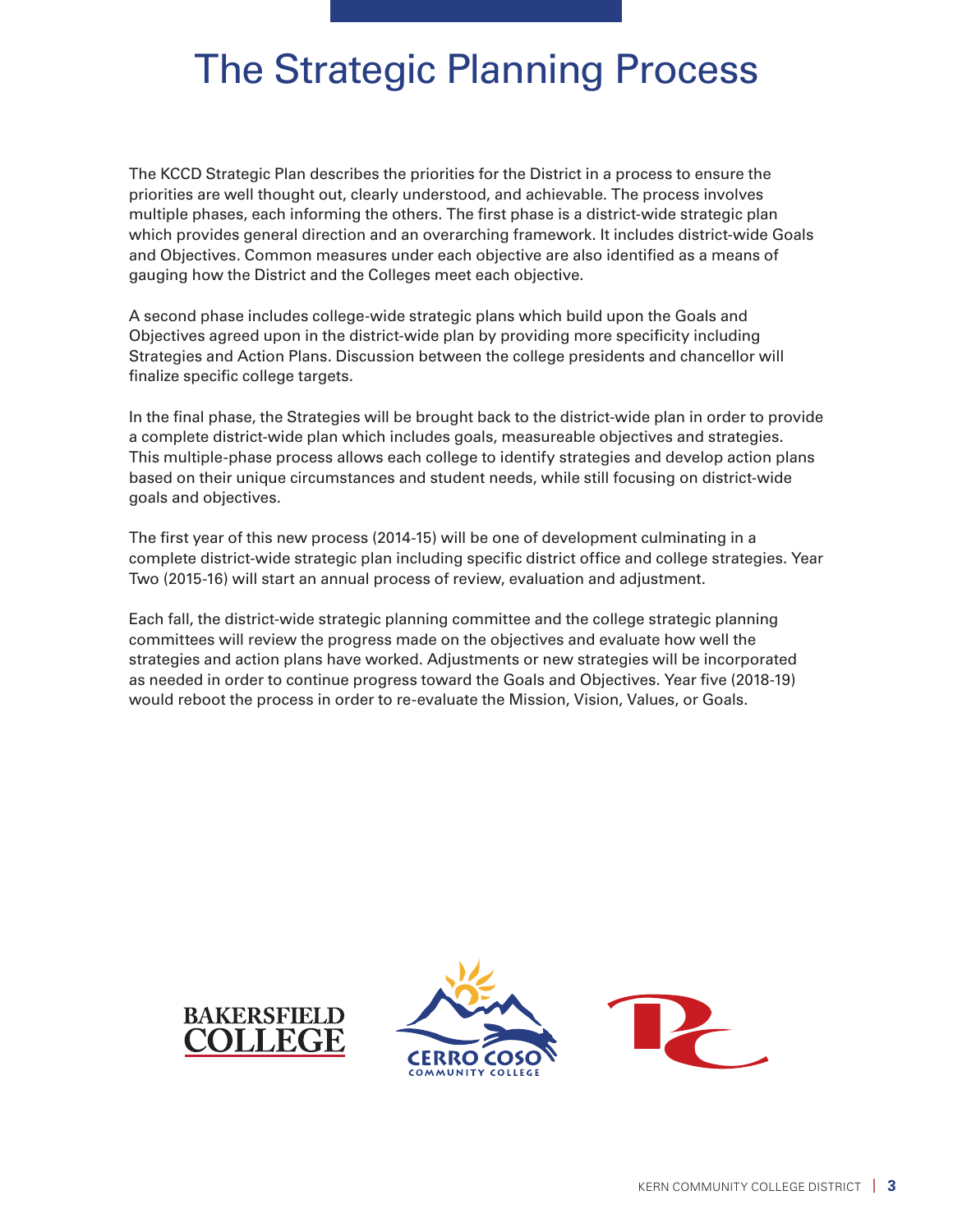# The Strategic Planning Process

The KCCD Strategic Plan describes the priorities for the District in a process to ensure the priorities are well thought out, clearly understood, and achievable. The process involves multiple phases, each informing the others. The first phase is a district-wide strategic plan which provides general direction and an overarching framework. It includes district-wide Goals and Objectives. Common measures under each objective are also identified as a means of gauging how the District and the Colleges meet each objective.

A second phase includes college-wide strategic plans which build upon the Goals and Objectives agreed upon in the district-wide plan by providing more specificity including Strategies and Action Plans. Discussion between the college presidents and chancellor will finalize specific college targets.

In the final phase, the Strategies will be brought back to the district-wide plan in order to provide a complete district-wide plan which includes goals, measureable objectives and strategies. This multiple-phase process allows each college to identify strategies and develop action plans based on their unique circumstances and student needs, while still focusing on district-wide goals and objectives.

The first year of this new process (2014-15) will be one of development culminating in a complete district-wide strategic plan including specific district office and college strategies. Year Two (2015-16) will start an annual process of review, evaluation and adjustment.

Each fall, the district-wide strategic planning committee and the college strategic planning committees will review the progress made on the objectives and evaluate how well the strategies and action plans have worked. Adjustments or new strategies will be incorporated as needed in order to continue progress toward the Goals and Objectives. Year five (2018-19) would reboot the process in order to re-evaluate the Mission, Vision, Values, or Goals.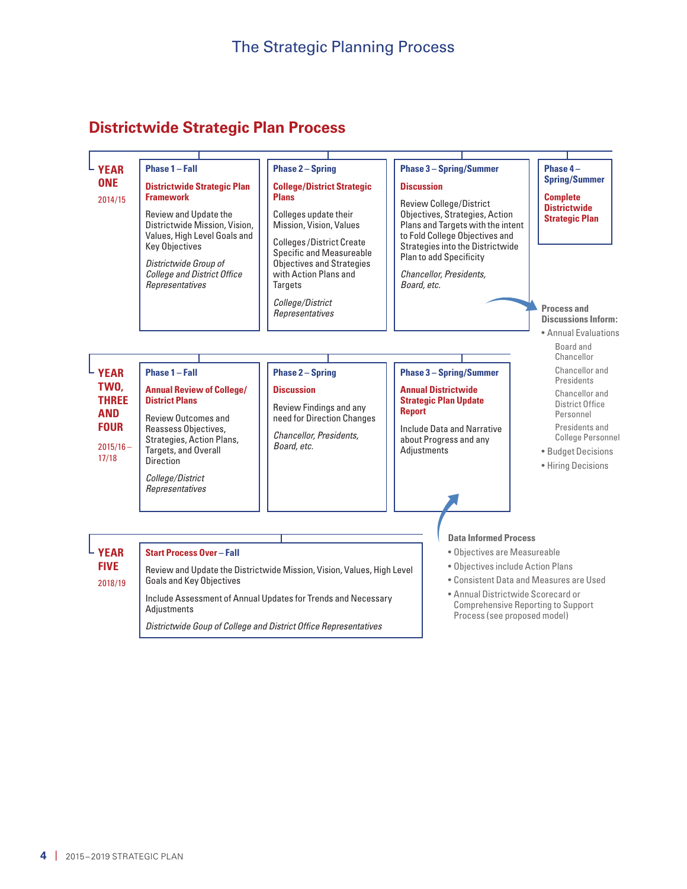# The Strategic Planning Process

## Districtwide Strategic Plan Process

### YEAR ONE
2014/15

**Phase 1 – Fall**

**Districtwide Strategic Plan Framework**

Review and Update the Districtwide Mission, Vision, Values, High Level Goals and Key Objectives

*Districtwide Group of College and District Office Representatives*

**Phase 2 – Spring**

**College/District Strategic Plans**

Colleges update their Mission, Vision, Values

Colleges /District Create Specific and Measureable Objectives and Strategies with Action Plans and Targets

*College/District Representatives*

**Phase 3 – Spring/Summer**

**Discussion**

Review College/District Objectives, Strategies, Action Plans and Targets with the intent to Fold College Objectives and Strategies into the Districtwide Plan to add Specificity

*Chancellor, Presidents, Board, etc.*

**Phase 4 – Spring/Summer**

**Complete Districtwide Strategic Plan**

**Process and Discussions Inform:**

- Annual Evaluations
  - Board and Chancellor
  - Chancellor and Presidents
  - Chancellor and District Office Personnel
  - Presidents and College Personnel
- Budget Decisions
- Hiring Decisions

### YEAR TWO, THREE AND FOUR
2015/16 – 17/18

**Phase 1 – Fall**

**Annual Review of College/ District Plans**

Review Outcomes and Reassess Objectives, Strategies, Action Plans, Targets, and Overall Direction

*College/District Representatives*

**Phase 2 – Spring**

**Discussion**

Review Findings and any need for Direction Changes

*Chancellor, Presidents, Board, etc.*

**Phase 3 – Spring/Summer**

**Annual Districtwide Strategic Plan Update Report**

Include Data and Narrative about Progress and any Adjustments

**Data Informed Process**

- Objectives are Measureable
- Objectives include Action Plans
- Consistent Data and Measures are Used
- Annual Districtwide Scorecard or Comprehensive Reporting to Support Process (see proposed model)

### YEAR FIVE
2018/19

**Start Process Over – Fall**

Review and Update the Districtwide Mission, Vision, Values, High Level Goals and Key Objectives

Include Assessment of Annual Updates for Trends and Necessary Adjustments

*Districtwide Goup of College and District Office Representatives*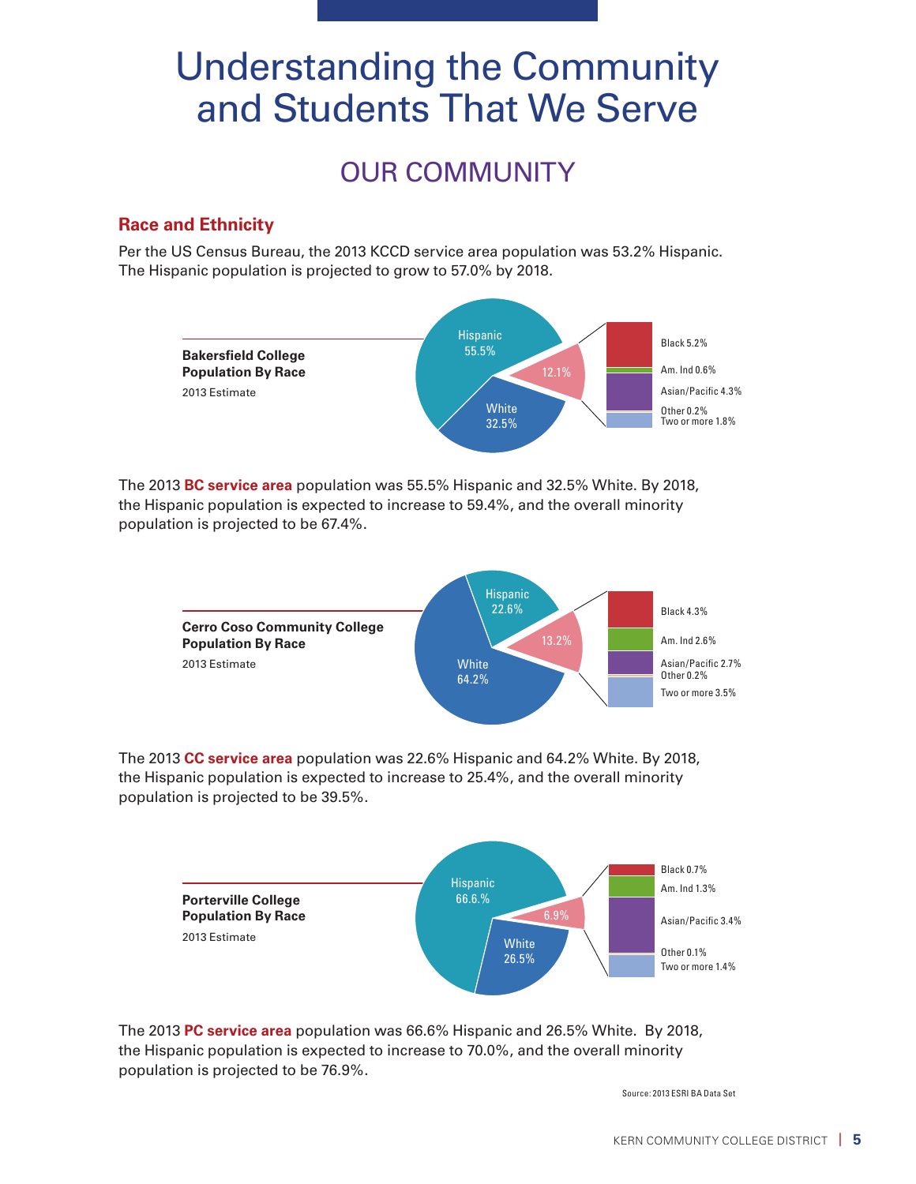# Understanding the Community and Students That We Serve

## OUR COMMUNITY

### Race and Ethnicity

Per the US Census Bureau, the 2013 KCCD service area population was 53.2% Hispanic. The Hispanic population is projected to grow to 57.0% by 2018.

**Bakersfield College Population By Race**
2013 Estimate

Hispanic 55.5%
White 32.5%
12.1%
Black 5.2%
Am. Ind 0.6%
Asian/Pacific 4.3%
Other 0.2%
Two or more 1.8%

The 2013 **BC service area** population was 55.5% Hispanic and 32.5% White. By 2018, the Hispanic population is expected to increase to 59.4%, and the overall minority population is projected to be 67.4%.

**Cerro Coso Community College Population By Race**
2013 Estimate

Hispanic 22.6%
White 64.2%
13.2%
Black 4.3%
Am. Ind 2.6%
Asian/Pacific 2.7%
Other 0.2%
Two or more 3.5%

The 2013 **CC service area** population was 22.6% Hispanic and 64.2% White. By 2018, the Hispanic population is expected to increase to 25.4%, and the overall minority population is projected to be 39.5%.

**Porterville College Population By Race**
2013 Estimate

Hispanic 66.6%
White 26.5%
6.9%
Black 0.7%
Am. Ind 1.3%
Asian/Pacific 3.4%
Other 0.1%
Two or more 1.4%

The 2013 **PC service area** population was 66.6% Hispanic and 26.5% White. By 2018, the Hispanic population is expected to increase to 70.0%, and the overall minority population is projected to be 76.9%.

Source: 2013 ESRI BA Data Set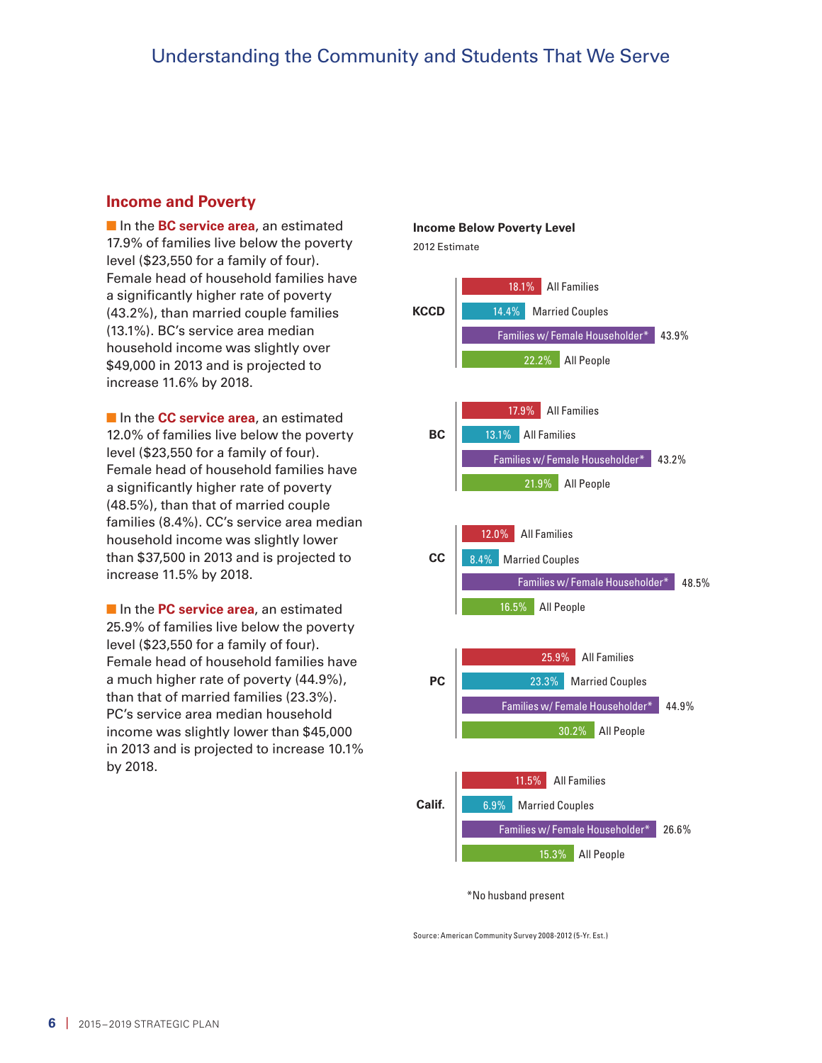# Understanding the Community and Students That We Serve

## Income and Poverty

In the **BC service area**, an estimated 17.9% of families live below the poverty level ($23,550 for a family of four). Female head of household families have a significantly higher rate of poverty (43.2%), than married couple families (13.1%). BC's service area median household income was slightly over $49,000 in 2013 and is projected to increase 11.6% by 2018.

In the **CC service area**, an estimated 12.0% of families live below the poverty level ($23,550 for a family of four). Female head of household families have a significantly higher rate of poverty (48.5%), than that of married couple families (8.4%). CC's service area median household income was slightly lower than $37,500 in 2013 and is projected to increase 11.5% by 2018.

In the **PC service area**, an estimated 25.9% of families live below the poverty level ($23,550 for a family of four). Female head of household families have a much higher rate of poverty (44.9%), than that of married families (23.3%). PC's service area median household income was slightly lower than $45,000 in 2013 and is projected to increase 10.1% by 2018.

**Income Below Poverty Level**

2012 Estimate

| Area | Category | Percent |
|---|---|---|
| KCCD | All Families | 18.1% |
| | Married Couples | 14.4% |
| | Families w/ Female Householder* | 43.9% |
| | All People | 22.2% |
| BC | All Families | 17.9% |
| | All Families | 13.1% |
| | Families w/ Female Householder* | 43.2% |
| | All People | 21.9% |
| CC | All Families | 12.0% |
| | Married Couples | 8.4% |
| | Families w/ Female Householder* | 48.5% |
| | All People | 16.5% |
| PC | All Families | 25.9% |
| | Married Couples | 23.3% |
| | Families w/ Female Householder* | 44.9% |
| | All People | 30.2% |
| Calif. | All Families | 11.5% |
| | Married Couples | 6.9% |
| | Families w/ Female Householder* | 26.6% |
| | All People | 15.3% |

*No husband present

Source: American Community Survey 2008-2012 (5-Yr. Est.)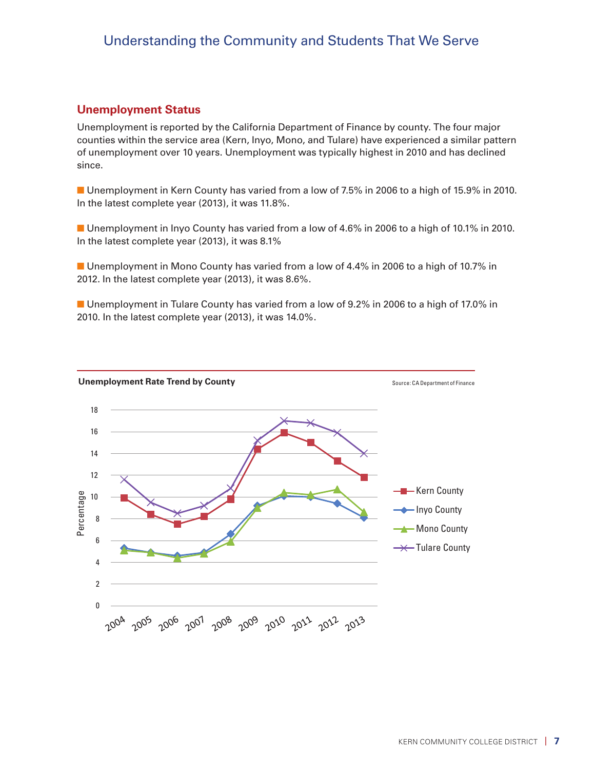# Understanding the Community and Students That We Serve

## Unemployment Status

Unemployment is reported by the California Department of Finance by county. The four major counties within the service area (Kern, Inyo, Mono, and Tulare) have experienced a similar pattern of unemployment over 10 years. Unemployment was typically highest in 2010 and has declined since.

- Unemployment in Kern County has varied from a low of 7.5% in 2006 to a high of 15.9% in 2010. In the latest complete year (2013), it was 11.8%.

- Unemployment in Inyo County has varied from a low of 4.6% in 2006 to a high of 10.1% in 2010. In the latest complete year (2013), it was 8.1%

- Unemployment in Mono County has varied from a low of 4.4% in 2006 to a high of 10.7% in 2012. In the latest complete year (2013), it was 8.6%.

- Unemployment in Tulare County has varied from a low of 9.2% in 2006 to a high of 17.0% in 2010. In the latest complete year (2013), it was 14.0%.

**Unemployment Rate Trend by County**

Source: CA Department of Finance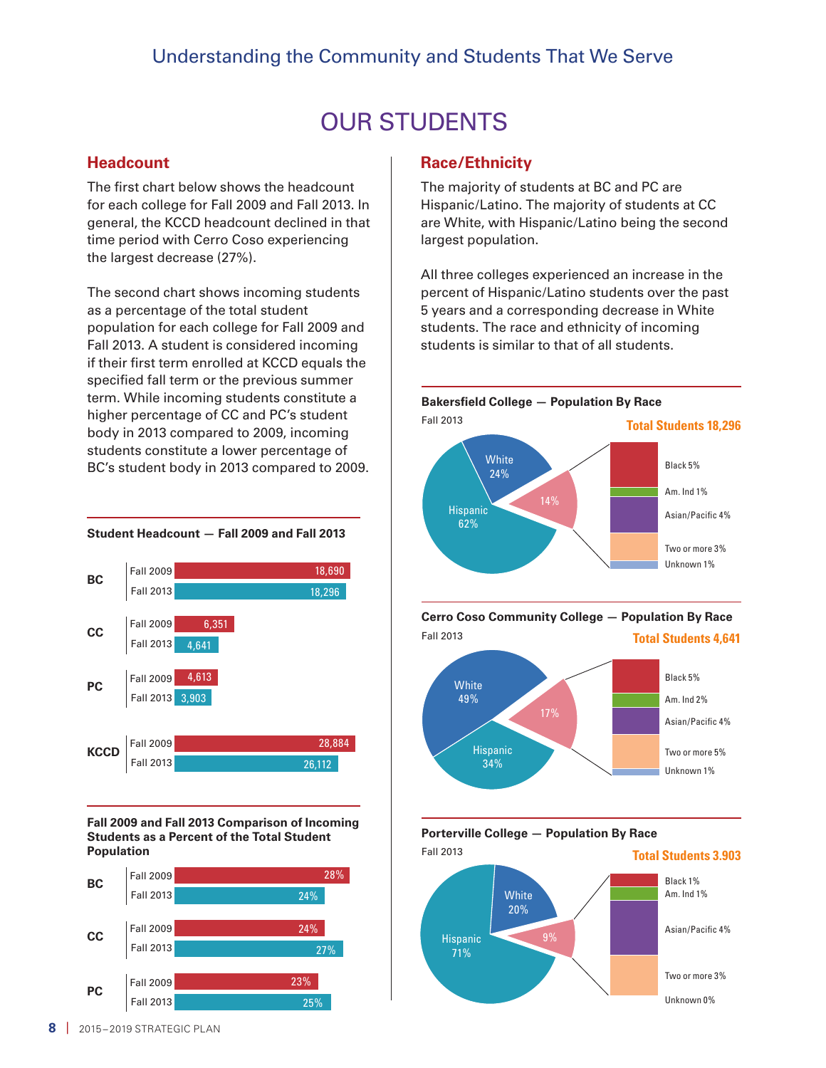## Understanding the Community and Students That We Serve

# OUR STUDENTS

### Headcount

The first chart below shows the headcount for each college for Fall 2009 and Fall 2013. In general, the KCCD headcount declined in that time period with Cerro Coso experiencing the largest decrease (27%).

The second chart shows incoming students as a percentage of the total student population for each college for Fall 2009 and Fall 2013. A student is considered incoming if their first term enrolled at KCCD equals the specified fall term or the previous summer term. While incoming students constitute a higher percentage of CC and PC's student body in 2013 compared to 2009, incoming students constitute a lower percentage of BC's student body in 2013 compared to 2009.

**Student Headcount — Fall 2009 and Fall 2013**

| College | Fall 2009 | Fall 2013 |
|---|---|---|
| BC | 18,690 | 18,296 |
| CC | 6,351 | 4,641 |
| PC | 4,613 | 3,903 |
| KCCD | 28,884 | 26,112 |

**Fall 2009 and Fall 2013 Comparison of Incoming Students as a Percent of the Total Student Population**

| College | Fall 2009 | Fall 2013 |
|---|---|---|
| BC | 28% | 24% |
| CC | 24% | 27% |
| PC | 23% | 25% |

### Race/Ethnicity

The majority of students at BC and PC are Hispanic/Latino. The majority of students at CC are White, with Hispanic/Latino being the second largest population.

All three colleges experienced an increase in the percent of Hispanic/Latino students over the past 5 years and a corresponding decrease in White students. The race and ethnicity of incoming students is similar to that of all students.

**Bakersfield College — Population By Race**

Fall 2013 — Total Students 18,296

| Race | Percent |
|---|---|
| Hispanic | 62% |
| White | 24% |
| Other | 14% |
| Black | 5% |
| Am. Ind | 1% |
| Asian/Pacific | 4% |
| Two or more | 3% |
| Unknown | 1% |

**Cerro Coso Community College — Population By Race**

Fall 2013 — Total Students 4,641

| Race | Percent |
|---|---|
| White | 49% |
| Hispanic | 34% |
| Other | 17% |
| Black | 5% |
| Am. Ind | 2% |
| Asian/Pacific | 4% |
| Two or more | 5% |
| Unknown | 1% |

**Porterville College — Population By Race**

Fall 2013 — Total Students 3.903

| Race | Percent |
|---|---|
| Hispanic | 71% |
| White | 20% |
| Other | 9% |
| Black | 1% |
| Am. Ind | 1% |
| Asian/Pacific | 4% |
| Two or more | 3% |
| Unknown | 0% |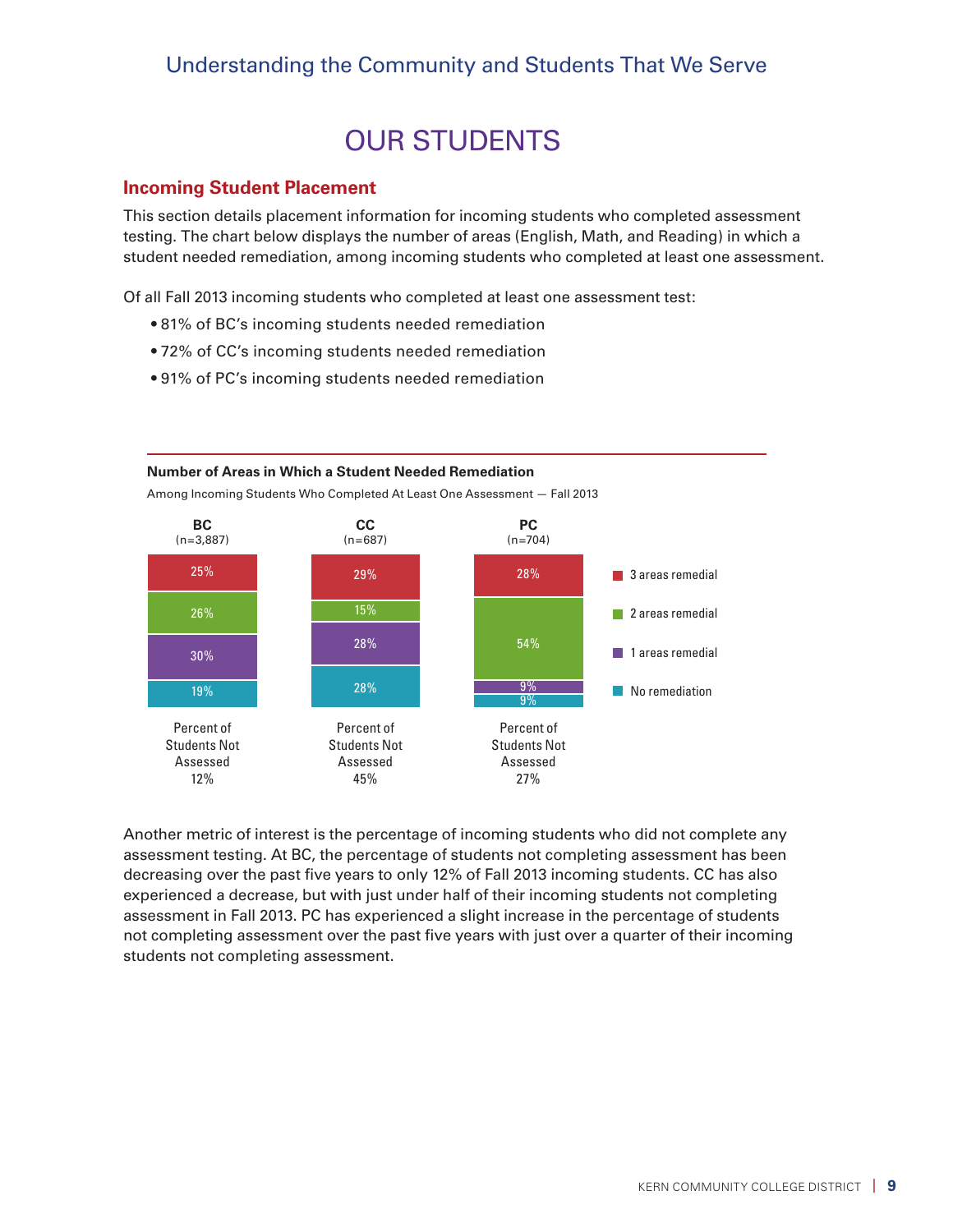Understanding the Community and Students That We Serve

# OUR STUDENTS

## Incoming Student Placement

This section details placement information for incoming students who completed assessment testing. The chart below displays the number of areas (English, Math, and Reading) in which a student needed remediation, among incoming students who completed at least one assessment.

Of all Fall 2013 incoming students who completed at least one assessment test:

- 81% of BC's incoming students needed remediation
- 72% of CC's incoming students needed remediation
- 91% of PC's incoming students needed remediation

**Number of Areas in Which a Student Needed Remediation**

Among Incoming Students Who Completed At Least One Assessment — Fall 2013

| | BC (n=3,887) | CC (n=687) | PC (n=704) |
|---|---|---|---|
| 3 areas remedial | 25% | 29% | 28% |
| 2 areas remedial | 26% | 15% | 54% |
| 1 areas remedial | 30% | 28% | 9% |
| No remediation | 19% | 28% | 9% |
| Percent of Students Not Assessed | 12% | 45% | 27% |

Another metric of interest is the percentage of incoming students who did not complete any assessment testing. At BC, the percentage of students not completing assessment has been decreasing over the past five years to only 12% of Fall 2013 incoming students. CC has also experienced a decrease, but with just under half of their incoming students not completing assessment in Fall 2013. PC has experienced a slight increase in the percentage of students not completing assessment over the past five years with just over a quarter of their incoming students not completing assessment.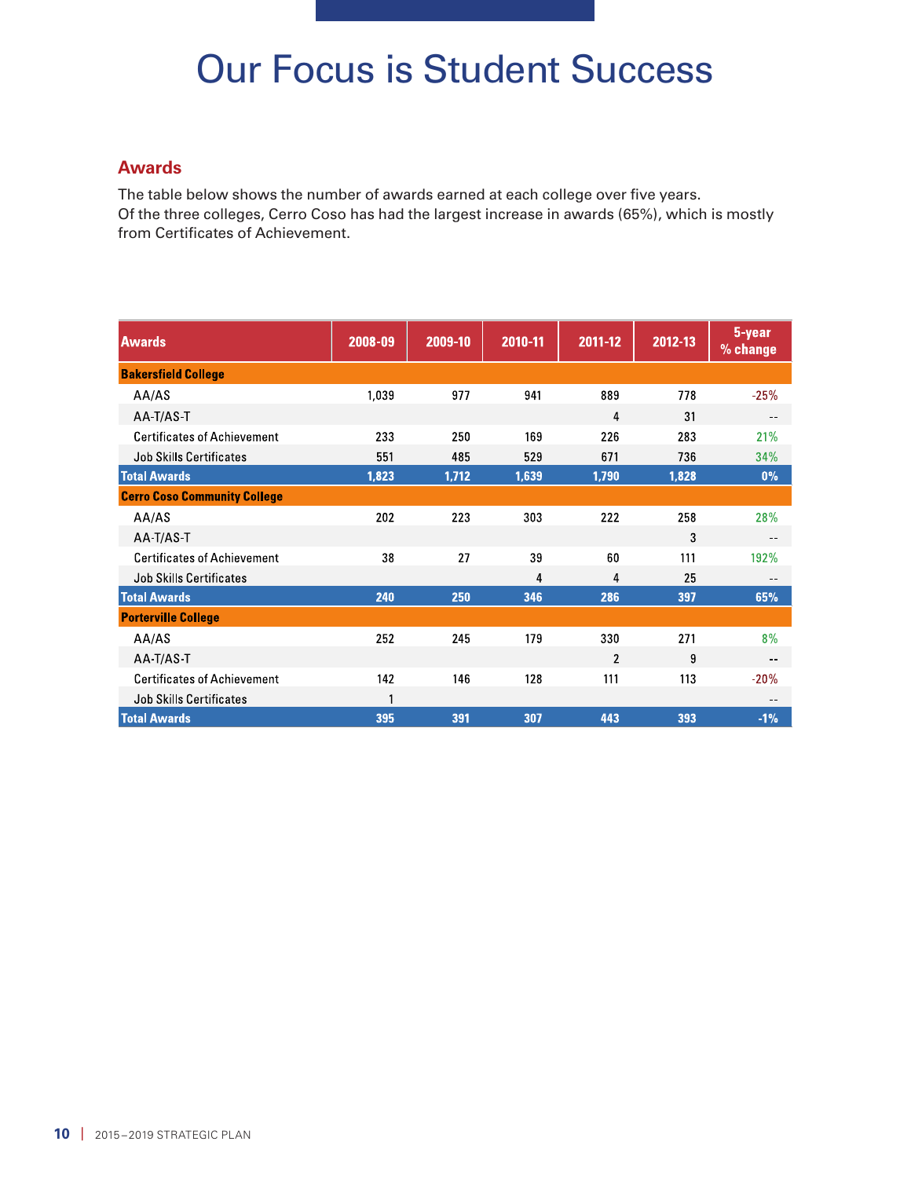# Our Focus is Student Success

## Awards

The table below shows the number of awards earned at each college over five years. Of the three colleges, Cerro Coso has had the largest increase in awards (65%), which is mostly from Certificates of Achievement.

| Awards | 2008-09 | 2009-10 | 2010-11 | 2011-12 | 2012-13 | 5-year % change |
|---|---|---|---|---|---|---|
| **Bakersfield College** | | | | | | |
| AA/AS | 1,039 | 977 | 941 | 889 | 778 | -25% |
| AA-T/AS-T | | | | 4 | 31 | -- |
| Certificates of Achievement | 233 | 250 | 169 | 226 | 283 | 21% |
| Job Skills Certificates | 551 | 485 | 529 | 671 | 736 | 34% |
| **Total Awards** | **1,823** | **1,712** | **1,639** | **1,790** | **1,828** | **0%** |
| **Cerro Coso Community College** | | | | | | |
| AA/AS | 202 | 223 | 303 | 222 | 258 | 28% |
| AA-T/AS-T | | | | | 3 | -- |
| Certificates of Achievement | 38 | 27 | 39 | 60 | 111 | 192% |
| Job Skills Certificates | | | 4 | 4 | 25 | -- |
| **Total Awards** | **240** | **250** | **346** | **286** | **397** | **65%** |
| **Porterville College** | | | | | | |
| AA/AS | 252 | 245 | 179 | 330 | 271 | 8% |
| AA-T/AS-T | | | | 2 | 9 | -- |
| Certificates of Achievement | 142 | 146 | 128 | 111 | 113 | -20% |
| Job Skills Certificates | 1 | | | | | -- |
| **Total Awards** | **395** | **391** | **307** | **443** | **393** | **-1%** |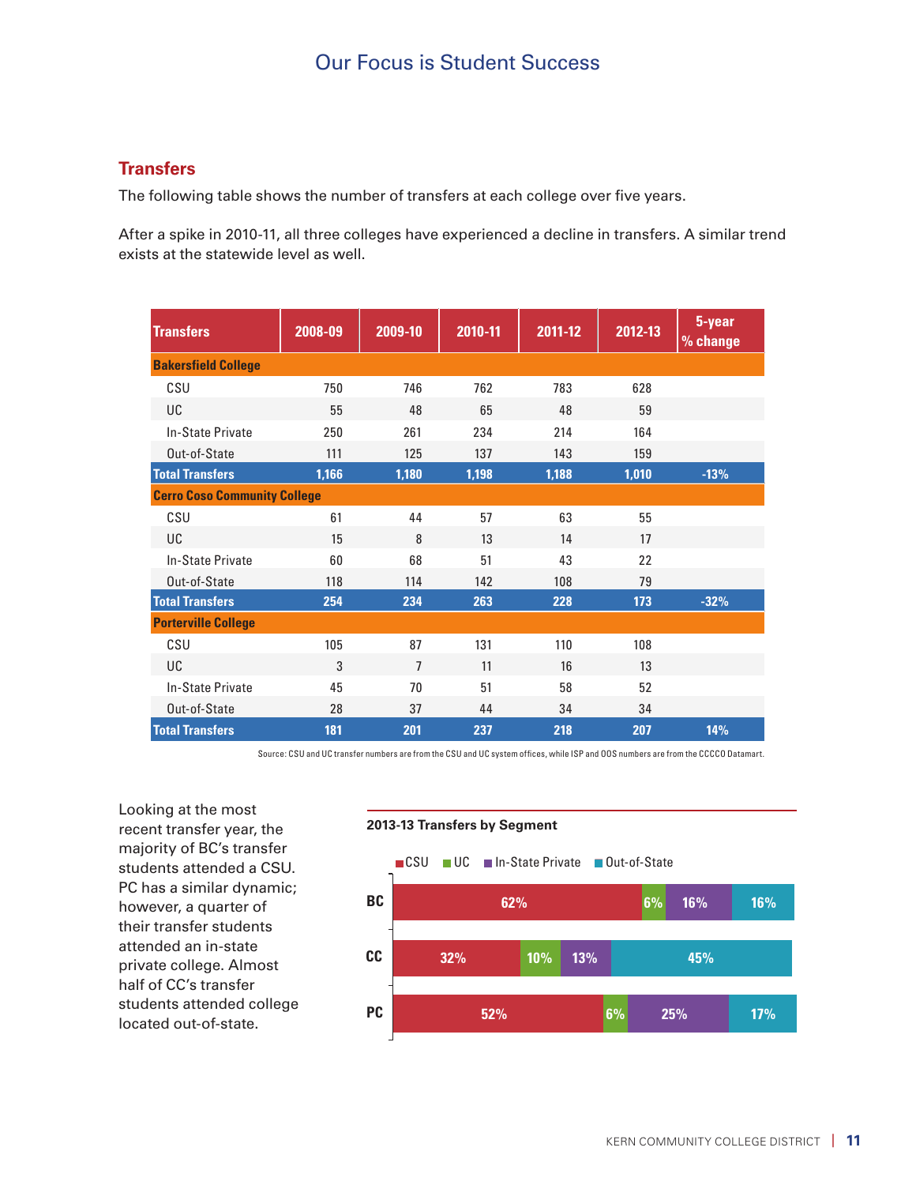# Our Focus is Student Success

## Transfers

The following table shows the number of transfers at each college over five years.

After a spike in 2010-11, all three colleges have experienced a decline in transfers. A similar trend exists at the statewide level as well.

| Transfers | 2008-09 | 2009-10 | 2010-11 | 2011-12 | 2012-13 | 5-year % change |
|---|---|---|---|---|---|---|
| **Bakersfield College** | | | | | | |
| CSU | 750 | 746 | 762 | 783 | 628 | |
| UC | 55 | 48 | 65 | 48 | 59 | |
| In-State Private | 250 | 261 | 234 | 214 | 164 | |
| Out-of-State | 111 | 125 | 137 | 143 | 159 | |
| **Total Transfers** | **1,166** | **1,180** | **1,198** | **1,188** | **1,010** | **-13%** |
| **Cerro Coso Community College** | | | | | | |
| CSU | 61 | 44 | 57 | 63 | 55 | |
| UC | 15 | 8 | 13 | 14 | 17 | |
| In-State Private | 60 | 68 | 51 | 43 | 22 | |
| Out-of-State | 118 | 114 | 142 | 108 | 79 | |
| **Total Transfers** | **254** | **234** | **263** | **228** | **173** | **-32%** |
| **Porterville College** | | | | | | |
| CSU | 105 | 87 | 131 | 110 | 108 | |
| UC | 3 | 7 | 11 | 16 | 13 | |
| In-State Private | 45 | 70 | 51 | 58 | 52 | |
| Out-of-State | 28 | 37 | 44 | 34 | 34 | |
| **Total Transfers** | **181** | **201** | **237** | **218** | **207** | **14%** |

Source: CSU and UC transfer numbers are from the CSU and UC system offices, while ISP and OOS numbers are from the CCCCO Datamart.

Looking at the most recent transfer year, the majority of BC's transfer students attended a CSU. PC has a similar dynamic; however, a quarter of their transfer students attended an in-state private college. Almost half of CC's transfer students attended college located out-of-state.

**2013-13 Transfers by Segment**

| | CSU | UC | In-State Private | Out-of-State |
|---|---|---|---|---|
| BC | 62% | 6% | 16% | 16% |
| CC | 32% | 10% | 13% | 45% |
| PC | 52% | 6% | 25% | 17% |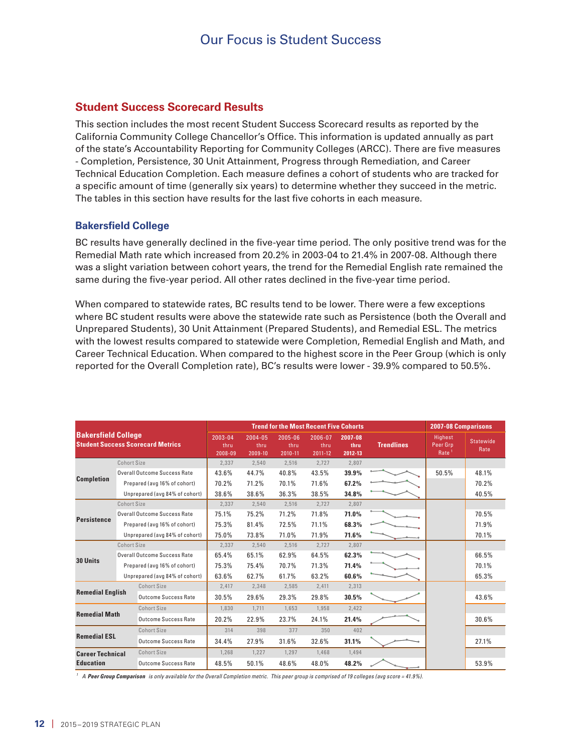# Our Focus is Student Success

## Student Success Scorecard Results

This section includes the most recent Student Success Scorecard results as reported by the California Community College Chancellor's Office. This information is updated annually as part of the state's Accountability Reporting for Community Colleges (ARCC). There are five measures - Completion, Persistence, 30 Unit Attainment, Progress through Remediation, and Career Technical Education Completion. Each measure defines a cohort of students who are tracked for a specific amount of time (generally six years) to determine whether they succeed in the metric. The tables in this section have results for the last five cohorts in each measure.

### Bakersfield College

BC results have generally declined in the five-year time period. The only positive trend was for the Remedial Math rate which increased from 20.2% in 2003-04 to 21.4% in 2007-08. Although there was a slight variation between cohort years, the trend for the Remedial English rate remained the same during the five-year period. All other rates declined in the five-year time period.

When compared to statewide rates, BC results tend to be lower. There were a few exceptions where BC student results were above the statewide rate such as Persistence (both the Overall and Unprepared Students), 30 Unit Attainment (Prepared Students), and Remedial ESL. The metrics with the lowest results compared to statewide were Completion, Remedial English and Math, and Career Technical Education. When compared to the highest score in the Peer Group (which is only reported for the Overall Completion rate), BC's results were lower - 39.9% compared to 50.5%.

| Bakersfield College Student Success Scorecard Metrics | | Trend for the Most Recent Five Cohorts | | | | | | 2007-08 Comparisons | |
|---|---|---|---|---|---|---|---|---|---|
| | | 2003-04 thru 2008-09 | 2004-05 thru 2009-10 | 2005-06 thru 2010-11 | 2006-07 thru 2011-12 | **2007-08 thru 2012-13** | Trendlines | Highest Peer Grp Rate [1] | Statewide Rate |
| **Completion** | Cohort Size | 2,337 | 2,540 | 2,516 | 2,727 | 2,807 | | | |
| | Overall Outcome Success Rate | 43.6% | 44.7% | 40.8% | 43.5% | **39.9%** | | 50.5% | 48.1% |
| | Prepared (avg 16% of cohort) | 70.2% | 71.2% | 70.1% | 71.6% | **67.2%** | | | 70.2% |
| | Unprepared (avg 84% of cohort) | 38.6% | 38.6% | 36.3% | 38.5% | **34.8%** | | | 40.5% |
| **Persistence** | Cohort Size | 2,337 | 2,540 | 2,516 | 2,727 | 2,807 | | | |
| | Overall Outcome Success Rate | 75.1% | 75.2% | 71.2% | 71.8% | **71.0%** | | | 70.5% |
| | Prepared (avg 16% of cohort) | 75.3% | 81.4% | 72.5% | 71.1% | **68.3%** | | | 71.9% |
| | Unprepared (avg 84% of cohort) | 75.0% | 73.8% | 71.0% | 71.9% | **71.6%** | | | 70.1% |
| **30 Units** | Cohort Size | 2,337 | 2,540 | 2,516 | 2,727 | 2,807 | | | |
| | Overall Outcome Success Rate | 65.4% | 65.1% | 62.9% | 64.5% | **62.3%** | | | 66.5% |
| | Prepared (avg 16% of cohort) | 75.3% | 75.4% | 70.7% | 71.3% | **71.4%** | | | 70.1% |
| | Unprepared (avg 84% of cohort) | 63.6% | 62.7% | 61.7% | 63.2% | **60.6%** | | | 65.3% |
| **Remedial English** | Cohort Size | 2,417 | 2,348 | 2,585 | 2,411 | 2,313 | | | |
| | Outcome Success Rate | 30.5% | 29.6% | 29.3% | 29.8% | **30.5%** | | | 43.6% |
| **Remedial Math** | Cohort Size | 1,830 | 1,711 | 1,653 | 1,958 | 2,422 | | | |
| | Outcome Success Rate | 20.2% | 22.9% | 23.7% | 24.1% | **21.4%** | | | 30.6% |
| **Remedial ESL** | Cohort Size | 314 | 398 | 377 | 350 | 402 | | | |
| | Outcome Success Rate | 34.4% | 27.9% | 31.6% | 32.6% | **31.1%** | | | 27.1% |
| **Career Technical Education** | Cohort Size | 1,268 | 1,227 | 1,297 | 1,468 | 1,494 | | | |
| | Outcome Success Rate | 48.5% | 50.1% | 48.6% | 48.0% | **48.2%** | | | 53.9% |

[1] *A **Peer Group Comparison** is only available for the Overall Completion metric. This peer group is comprised of 19 colleges (avg score = 41.9%).*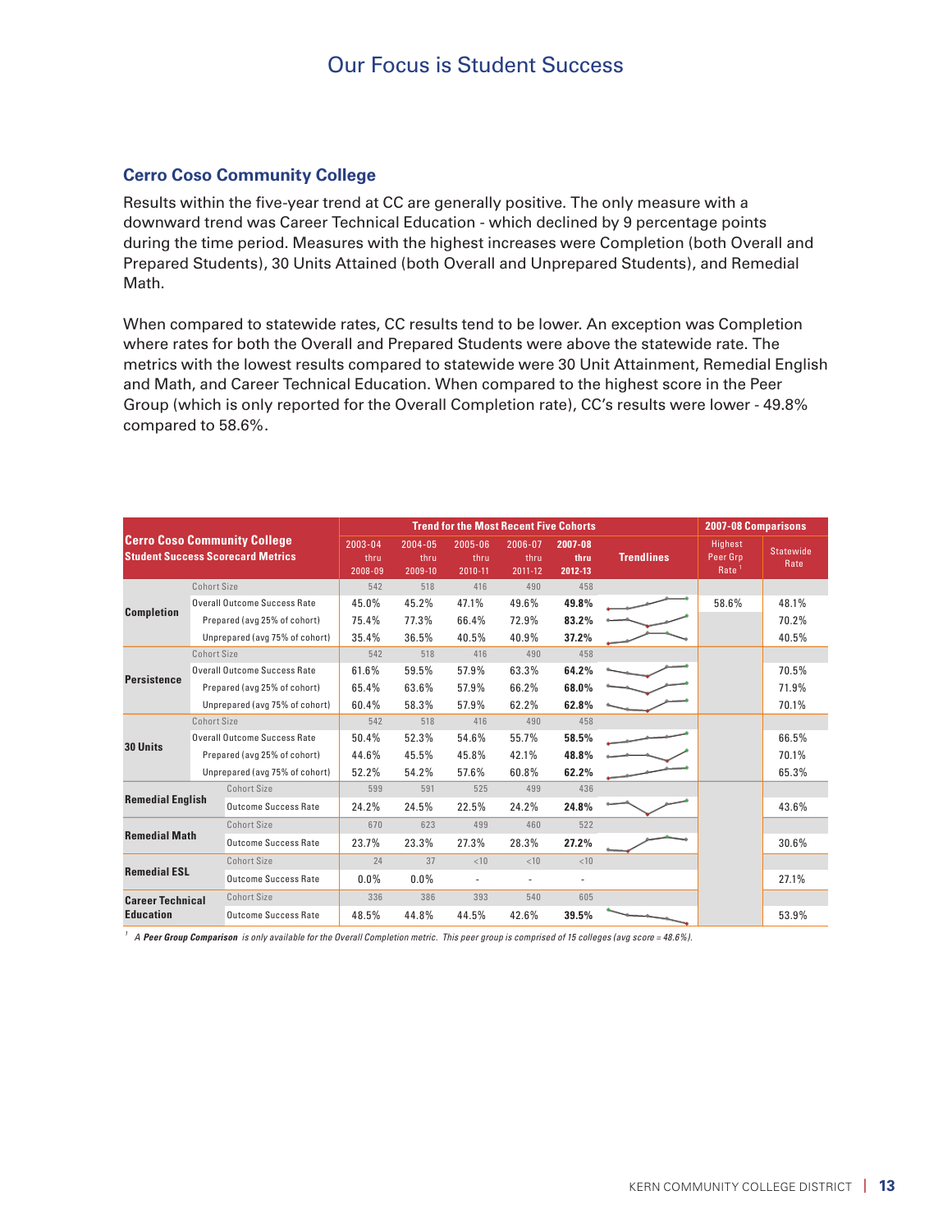# Our Focus is Student Success

## Cerro Coso Community College

Results within the five-year trend at CC are generally positive. The only measure with a downward trend was Career Technical Education - which declined by 9 percentage points during the time period. Measures with the highest increases were Completion (both Overall and Prepared Students), 30 Units Attained (both Overall and Unprepared Students), and Remedial Math.

When compared to statewide rates, CC results tend to be lower. An exception was Completion where rates for both the Overall and Prepared Students were above the statewide rate. The metrics with the lowest results compared to statewide were 30 Unit Attainment, Remedial English and Math, and Career Technical Education. When compared to the highest score in the Peer Group (which is only reported for the Overall Completion rate), CC's results were lower - 49.8% compared to 58.6%.

| **Cerro Coso Community College Student Success Scorecard Metrics** | | **Trend for the Most Recent Five Cohorts** | | | | | | **2007-08 Comparisons** | |
|---|---|---|---|---|---|---|---|---|---|
| | | 2003-04 thru 2008-09 | 2004-05 thru 2009-10 | 2005-06 thru 2010-11 | 2006-07 thru 2011-12 | **2007-08 thru 2012-13** | **Trendlines** | Highest Peer Grp Rate [1] | Statewide Rate |
| **Completion** | Cohort Size | 542 | 518 | 416 | 490 | 458 | | | |
| | Overall Outcome Success Rate | 45.0% | 45.2% | 47.1% | 49.6% | **49.8%** | | 58.6% | 48.1% |
| | Prepared (avg 25% of cohort) | 75.4% | 77.3% | 66.4% | 72.9% | **83.2%** | | | 70.2% |
| | Unprepared (avg 75% of cohort) | 35.4% | 36.5% | 40.5% | 40.9% | **37.2%** | | | 40.5% |
| **Persistence** | Cohort Size | 542 | 518 | 416 | 490 | 458 | | | |
| | Overall Outcome Success Rate | 61.6% | 59.5% | 57.9% | 63.3% | **64.2%** | | | 70.5% |
| | Prepared (avg 25% of cohort) | 65.4% | 63.6% | 57.9% | 66.2% | **68.0%** | | | 71.9% |
| | Unprepared (avg 75% of cohort) | 60.4% | 58.3% | 57.9% | 62.2% | **62.8%** | | | 70.1% |
| **30 Units** | Cohort Size | 542 | 518 | 416 | 490 | 458 | | | |
| | Overall Outcome Success Rate | 50.4% | 52.3% | 54.6% | 55.7% | **58.5%** | | | 66.5% |
| | Prepared (avg 25% of cohort) | 44.6% | 45.5% | 45.8% | 42.1% | **48.8%** | | | 70.1% |
| | Unprepared (avg 75% of cohort) | 52.2% | 54.2% | 57.6% | 60.8% | **62.2%** | | | 65.3% |
| **Remedial English** | Cohort Size | 599 | 591 | 525 | 499 | 436 | | | |
| | Outcome Success Rate | 24.2% | 24.5% | 22.5% | 24.2% | **24.8%** | | | 43.6% |
| **Remedial Math** | Cohort Size | 670 | 623 | 499 | 460 | 522 | | | |
| | Outcome Success Rate | 23.7% | 23.3% | 27.3% | 28.3% | **27.2%** | | | 30.6% |
| **Remedial ESL** | Cohort Size | 24 | 37 | <10 | <10 | <10 | | | |
| | Outcome Success Rate | 0.0% | 0.0% | - | - | - | | | 27.1% |
| **Career Technical Education** | Cohort Size | 336 | 386 | 393 | 540 | 605 | | | |
| | Outcome Success Rate | 48.5% | 44.8% | 44.5% | 42.6% | **39.5%** | | | 53.9% |

[1] *A **Peer Group Comparison** is only available for the Overall Completion metric. This peer group is comprised of 15 colleges (avg score = 48.6%).*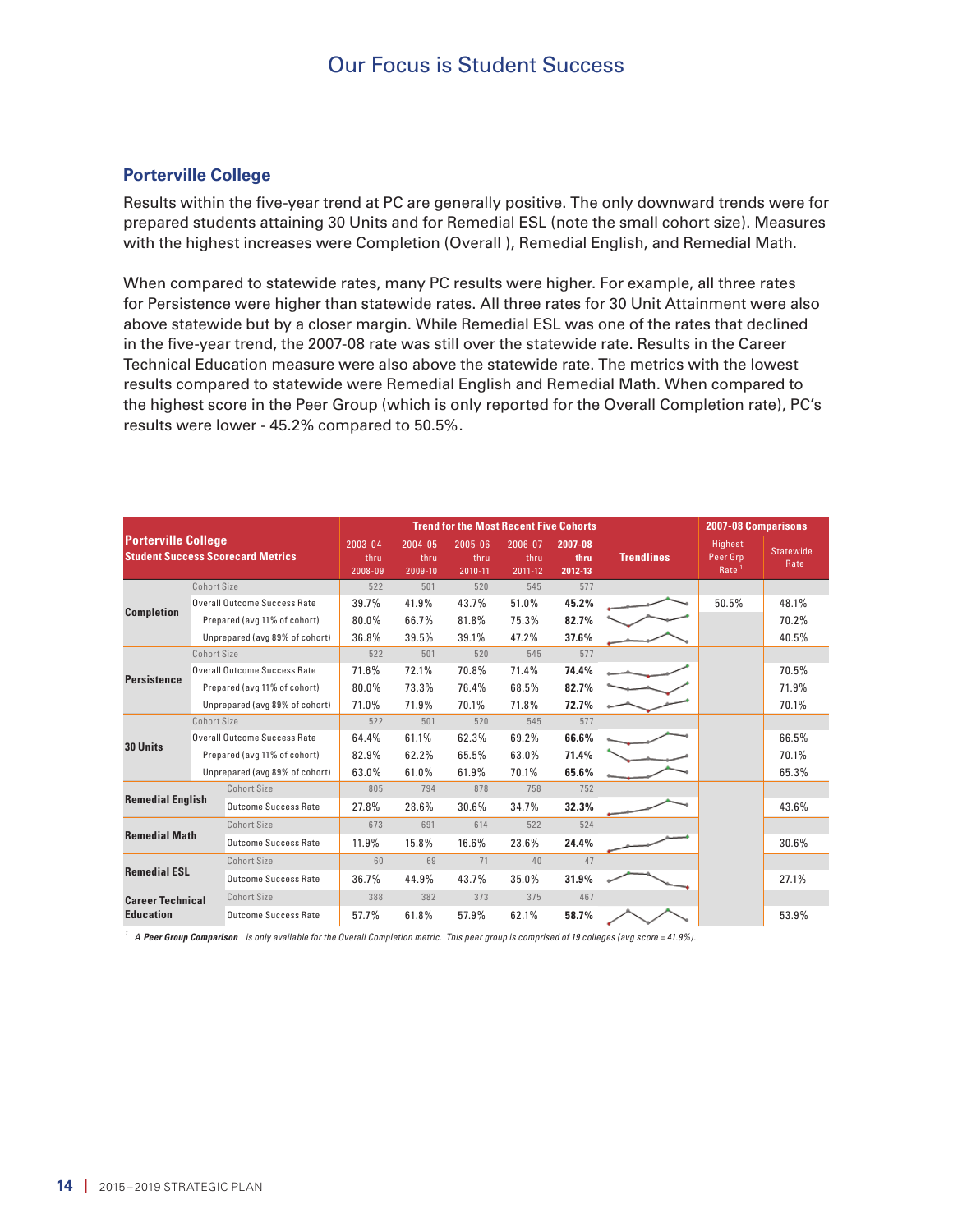# Our Focus is Student Success

## Porterville College

Results within the five-year trend at PC are generally positive. The only downward trends were for prepared students attaining 30 Units and for Remedial ESL (note the small cohort size). Measures with the highest increases were Completion (Overall ), Remedial English, and Remedial Math.

When compared to statewide rates, many PC results were higher. For example, all three rates for Persistence were higher than statewide rates. All three rates for 30 Unit Attainment were also above statewide but by a closer margin. While Remedial ESL was one of the rates that declined in the five-year trend, the 2007-08 rate was still over the statewide rate. Results in the Career Technical Education measure were also above the statewide rate. The metrics with the lowest results compared to statewide were Remedial English and Remedial Math. When compared to the highest score in the Peer Group (which is only reported for the Overall Completion rate), PC's results were lower - 45.2% compared to 50.5%.

| Porterville College Student Success Scorecard Metrics | | Trend for the Most Recent Five Cohorts | | | | | | 2007-08 Comparisons | |
|---|---|---|---|---|---|---|---|---|---|
| | | 2003-04 thru 2008-09 | 2004-05 thru 2009-10 | 2005-06 thru 2010-11 | 2006-07 thru 2011-12 | **2007-08 thru 2012-13** | Trendlines | Highest Peer Grp Rate [1] | Statewide Rate |
| **Completion** | Cohort Size | 522 | 501 | 520 | 545 | 577 | | | |
| | Overall Outcome Success Rate | 39.7% | 41.9% | 43.7% | 51.0% | **45.2%** | | 50.5% | 48.1% |
| | Prepared (avg 11% of cohort) | 80.0% | 66.7% | 81.8% | 75.3% | **82.7%** | | | 70.2% |
| | Unprepared (avg 89% of cohort) | 36.8% | 39.5% | 39.1% | 47.2% | **37.6%** | | | 40.5% |
| **Persistence** | Cohort Size | 522 | 501 | 520 | 545 | 577 | | | |
| | Overall Outcome Success Rate | 71.6% | 72.1% | 70.8% | 71.4% | **74.4%** | | | 70.5% |
| | Prepared (avg 11% of cohort) | 80.0% | 73.3% | 76.4% | 68.5% | **82.7%** | | | 71.9% |
| | Unprepared (avg 89% of cohort) | 71.0% | 71.9% | 70.1% | 71.8% | **72.7%** | | | 70.1% |
| **30 Units** | Cohort Size | 522 | 501 | 520 | 545 | 577 | | | |
| | Overall Outcome Success Rate | 64.4% | 61.1% | 62.3% | 69.2% | **66.6%** | | | 66.5% |
| | Prepared (avg 11% of cohort) | 82.9% | 62.2% | 65.5% | 63.0% | **71.4%** | | | 70.1% |
| | Unprepared (avg 89% of cohort) | 63.0% | 61.0% | 61.9% | 70.1% | **65.6%** | | | 65.3% |
| **Remedial English** | Cohort Size | 805 | 794 | 878 | 758 | 752 | | | |
| | Outcome Success Rate | 27.8% | 28.6% | 30.6% | 34.7% | **32.3%** | | | 43.6% |
| **Remedial Math** | Cohort Size | 673 | 691 | 614 | 522 | 524 | | | |
| | Outcome Success Rate | 11.9% | 15.8% | 16.6% | 23.6% | **24.4%** | | | 30.6% |
| **Remedial ESL** | Cohort Size | 60 | 69 | 71 | 40 | 47 | | | |
| | Outcome Success Rate | 36.7% | 44.9% | 43.7% | 35.0% | **31.9%** | | | 27.1% |
| **Career Technical Education** | Cohort Size | 388 | 382 | 373 | 375 | 467 | | | |
| | Outcome Success Rate | 57.7% | 61.8% | 57.9% | 62.1% | **58.7%** | | | 53.9% |

[1] *A **Peer Group Comparison** is only available for the Overall Completion metric. This peer group is comprised of 19 colleges (avg score = 41.9%).*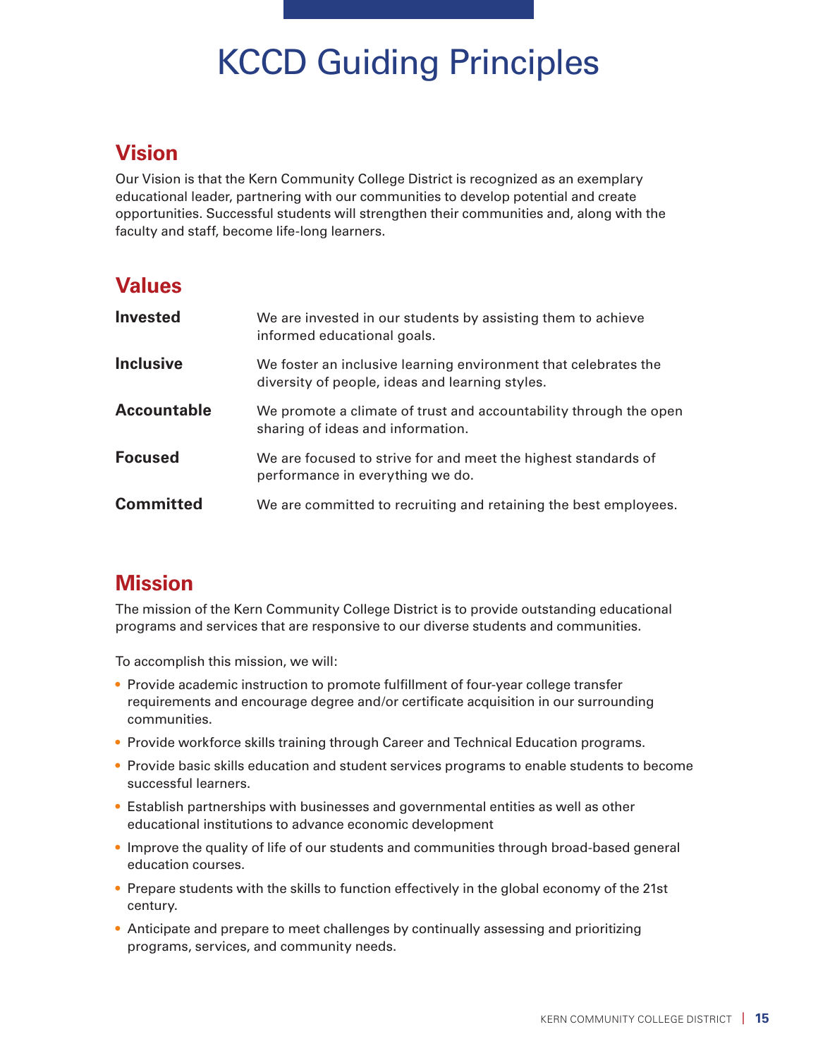# KCCD Guiding Principles

## Vision

Our Vision is that the Kern Community College District is recognized as an exemplary educational leader, partnering with our communities to develop potential and create opportunities. Successful students will strengthen their communities and, along with the faculty and staff, become life-long learners.

## Values

| | |
|---|---|
| **Invested** | We are invested in our students by assisting them to achieve informed educational goals. |
| **Inclusive** | We foster an inclusive learning environment that celebrates the diversity of people, ideas and learning styles. |
| **Accountable** | We promote a climate of trust and accountability through the open sharing of ideas and information. |
| **Focused** | We are focused to strive for and meet the highest standards of performance in everything we do. |
| **Committed** | We are committed to recruiting and retaining the best employees. |

## Mission

The mission of the Kern Community College District is to provide outstanding educational programs and services that are responsive to our diverse students and communities.

To accomplish this mission, we will:

- Provide academic instruction to promote fulfillment of four-year college transfer requirements and encourage degree and/or certificate acquisition in our surrounding communities.
- Provide workforce skills training through Career and Technical Education programs.
- Provide basic skills education and student services programs to enable students to become successful learners.
- Establish partnerships with businesses and governmental entities as well as other educational institutions to advance economic development
- Improve the quality of life of our students and communities through broad-based general education courses.
- Prepare students with the skills to function effectively in the global economy of the 21st century.
- Anticipate and prepare to meet challenges by continually assessing and prioritizing programs, services, and community needs.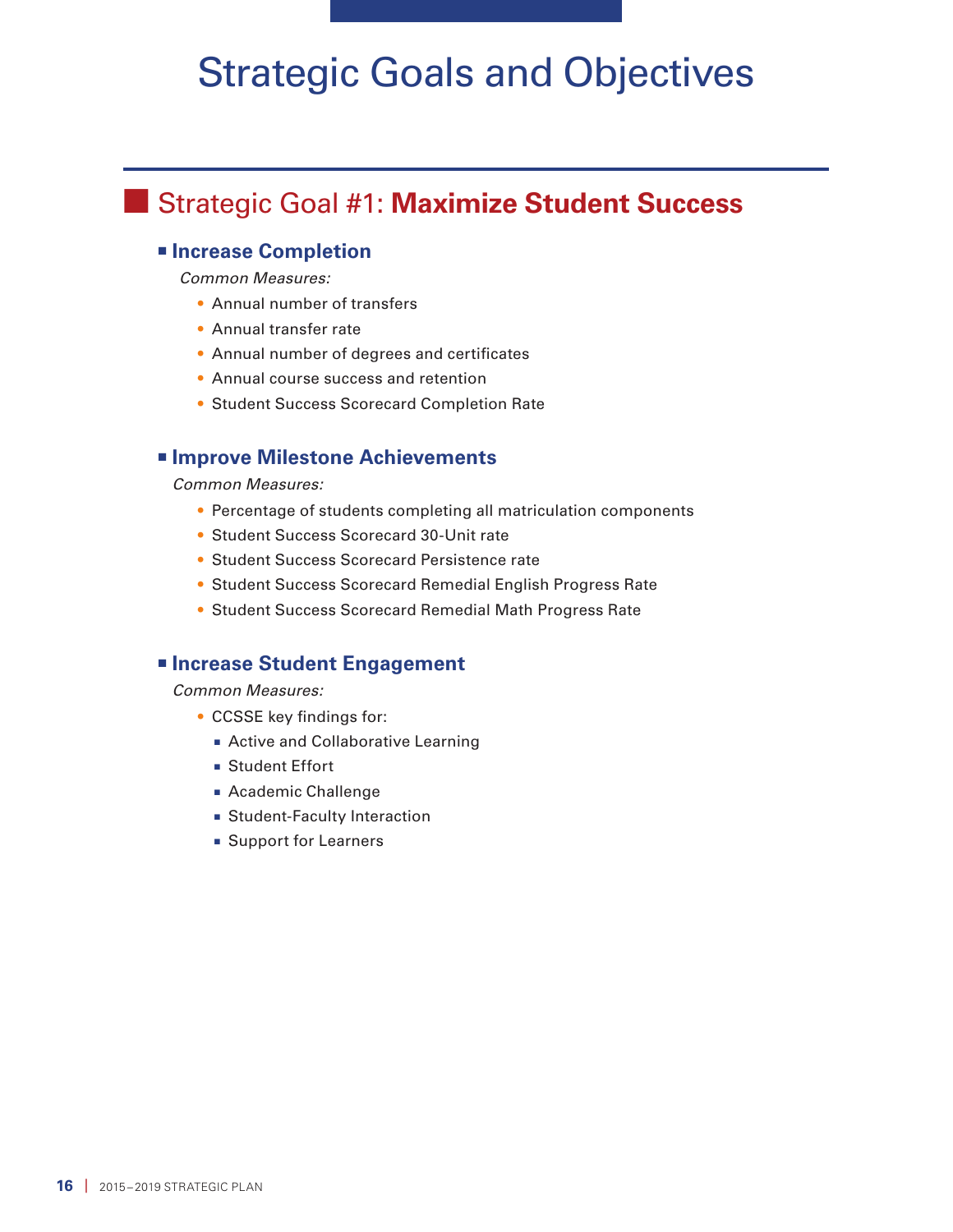# Strategic Goals and Objectives

## Strategic Goal #1: **Maximize Student Success**

### Increase Completion

*Common Measures:*

- Annual number of transfers
- Annual transfer rate
- Annual number of degrees and certificates
- Annual course success and retention
- Student Success Scorecard Completion Rate

### Improve Milestone Achievements

*Common Measures:*

- Percentage of students completing all matriculation components
- Student Success Scorecard 30-Unit rate
- Student Success Scorecard Persistence rate
- Student Success Scorecard Remedial English Progress Rate
- Student Success Scorecard Remedial Math Progress Rate

### Increase Student Engagement

*Common Measures:*

- CCSSE key findings for:
  - Active and Collaborative Learning
  - Student Effort
  - Academic Challenge
  - Student-Faculty Interaction
  - Support for Learners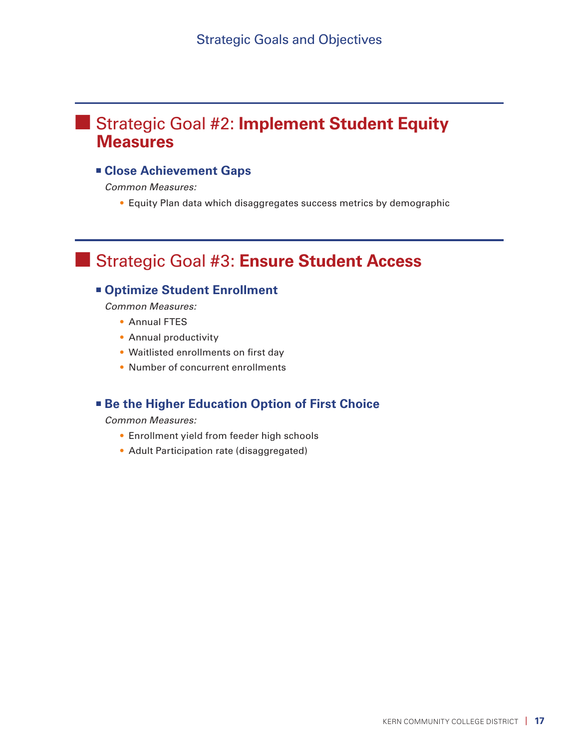## Strategic Goal #2: **Implement Student Equity Measures**

### Close Achievement Gaps

*Common Measures:*

- Equity Plan data which disaggregates success metrics by demographic

## Strategic Goal #3: **Ensure Student Access**

### Optimize Student Enrollment

*Common Measures:*

- Annual FTES
- Annual productivity
- Waitlisted enrollments on first day
- Number of concurrent enrollments

### Be the Higher Education Option of First Choice

*Common Measures:*

- Enrollment yield from feeder high schools
- Adult Participation rate (disaggregated)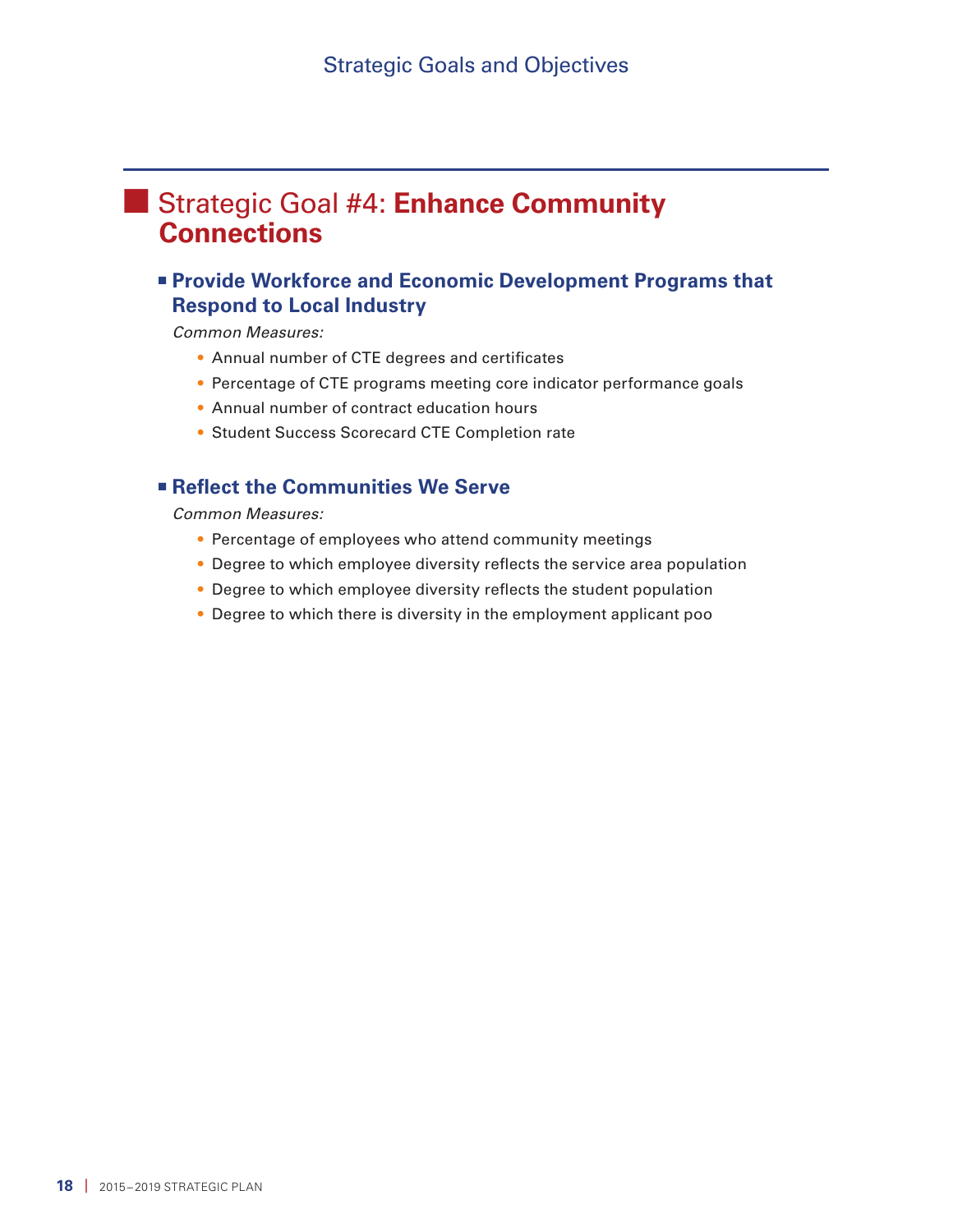# Strategic Goal #4: **Enhance Community Connections**

## Provide Workforce and Economic Development Programs that Respond to Local Industry

*Common Measures:*

- Annual number of CTE degrees and certificates
- Percentage of CTE programs meeting core indicator performance goals
- Annual number of contract education hours
- Student Success Scorecard CTE Completion rate

## Reflect the Communities We Serve

*Common Measures:*

- Percentage of employees who attend community meetings
- Degree to which employee diversity reflects the service area population
- Degree to which employee diversity reflects the student population
- Degree to which there is diversity in the employment applicant poo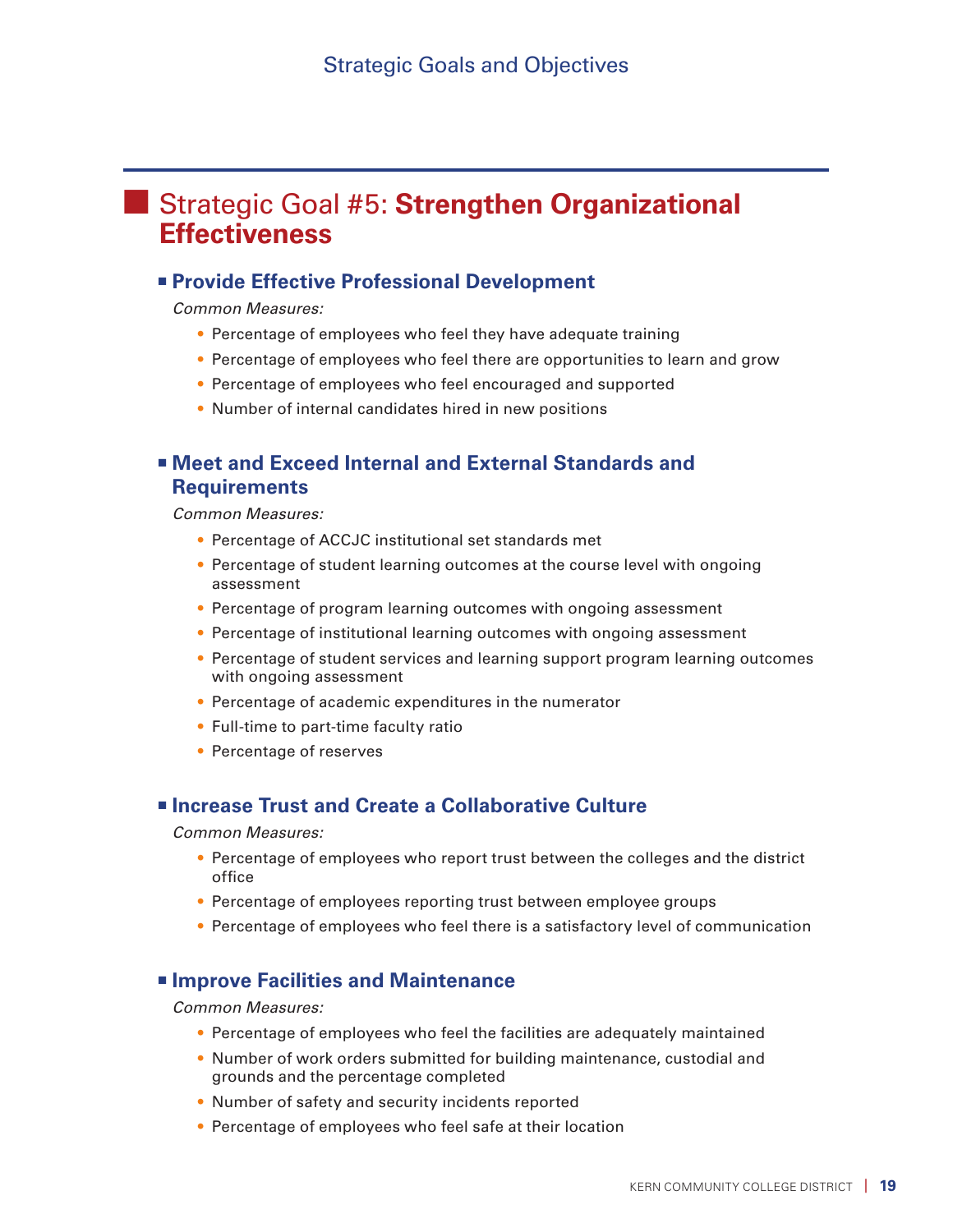# Strategic Goals and Objectives

## Strategic Goal #5: **Strengthen Organizational Effectiveness**

### Provide Effective Professional Development

*Common Measures:*

- Percentage of employees who feel they have adequate training
- Percentage of employees who feel there are opportunities to learn and grow
- Percentage of employees who feel encouraged and supported
- Number of internal candidates hired in new positions

### Meet and Exceed Internal and External Standards and Requirements

*Common Measures:*

- Percentage of ACCJC institutional set standards met
- Percentage of student learning outcomes at the course level with ongoing assessment
- Percentage of program learning outcomes with ongoing assessment
- Percentage of institutional learning outcomes with ongoing assessment
- Percentage of student services and learning support program learning outcomes with ongoing assessment
- Percentage of academic expenditures in the numerator
- Full-time to part-time faculty ratio
- Percentage of reserves

### Increase Trust and Create a Collaborative Culture

*Common Measures:*

- Percentage of employees who report trust between the colleges and the district office
- Percentage of employees reporting trust between employee groups
- Percentage of employees who feel there is a satisfactory level of communication

### Improve Facilities and Maintenance

*Common Measures:*

- Percentage of employees who feel the facilities are adequately maintained
- Number of work orders submitted for building maintenance, custodial and grounds and the percentage completed
- Number of safety and security incidents reported
- Percentage of employees who feel safe at their location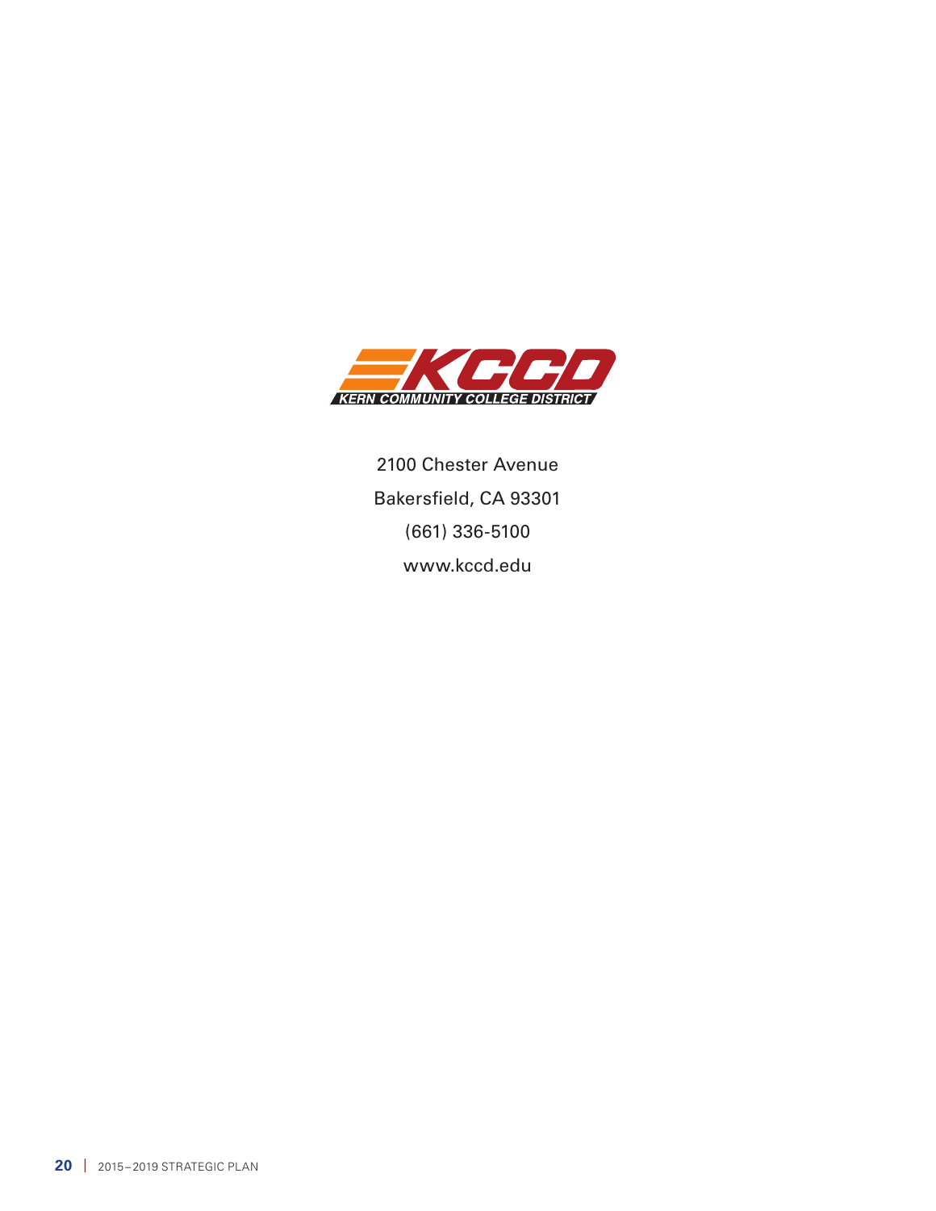KCCD

KERN COMMUNITY COLLEGE DISTRICT

2100 Chester Avenue

Bakersfield, CA 93301

(661) 336-5100

www.kccd.edu